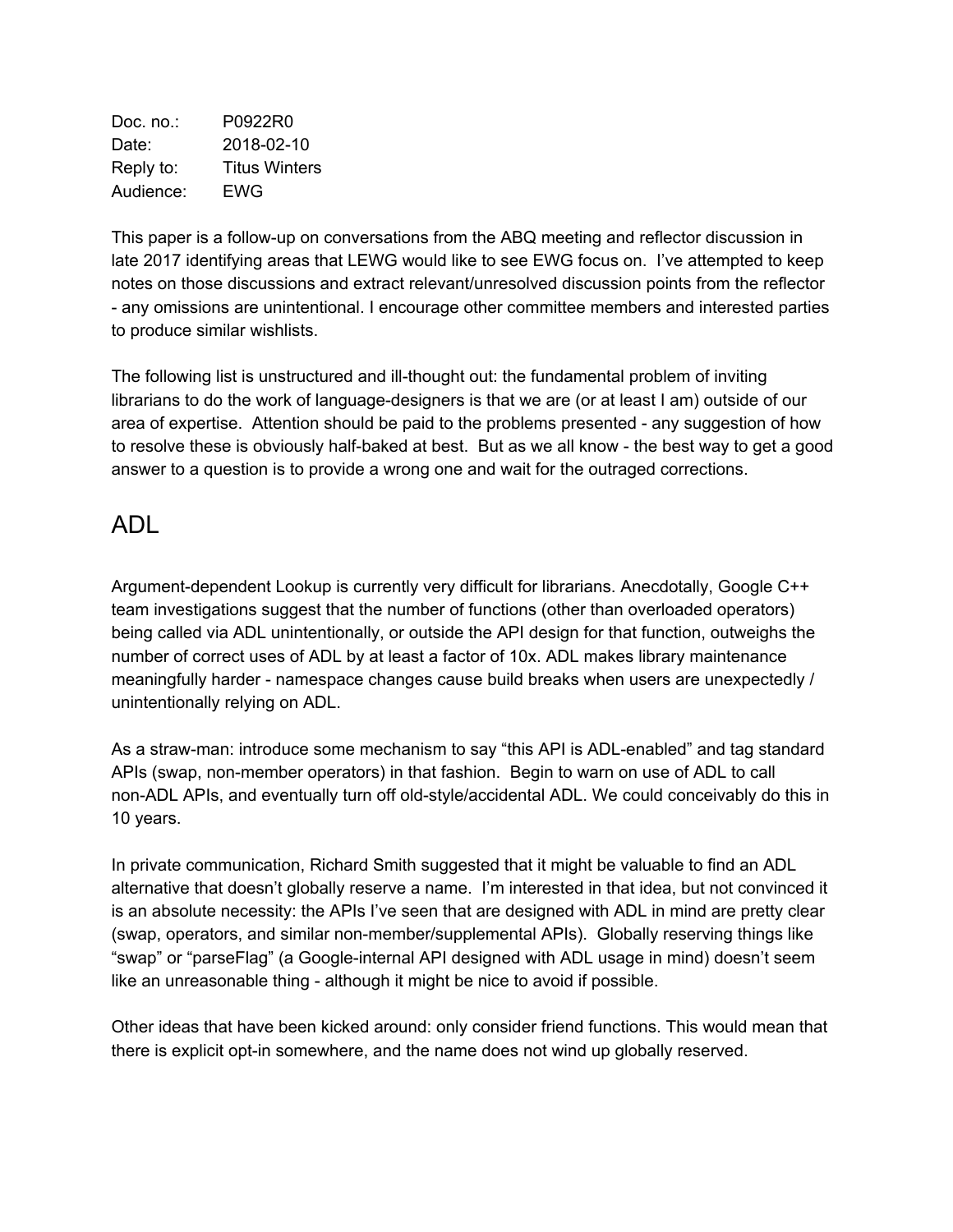| | |
|---|---|
| Doc. no.: | P0922R0 |
| Date: | 2018-02-10 |
| Reply to: | Titus Winters |
| Audience: | EWG |

This paper is a follow-up on conversations from the ABQ meeting and reflector discussion in late 2017 identifying areas that LEWG would like to see EWG focus on. I've attempted to keep notes on those discussions and extract relevant/unresolved discussion points from the reflector - any omissions are unintentional. I encourage other committee members and interested parties to produce similar wishlists.

The following list is unstructured and ill-thought out: the fundamental problem of inviting librarians to do the work of language-designers is that we are (or at least I am) outside of our area of expertise. Attention should be paid to the problems presented - any suggestion of how to resolve these is obviously half-baked at best. But as we all know - the best way to get a good answer to a question is to provide a wrong one and wait for the outraged corrections.

# ADL

Argument-dependent Lookup is currently very difficult for librarians. Anecdotally, Google C++ team investigations suggest that the number of functions (other than overloaded operators) being called via ADL unintentionally, or outside the API design for that function, outweighs the number of correct uses of ADL by at least a factor of 10x. ADL makes library maintenance meaningfully harder - namespace changes cause build breaks when users are unexpectedly / unintentionally relying on ADL.

As a straw-man: introduce some mechanism to say "this API is ADL-enabled" and tag standard APIs (swap, non-member operators) in that fashion. Begin to warn on use of ADL to call non-ADL APIs, and eventually turn off old-style/accidental ADL. We could conceivably do this in 10 years.

In private communication, Richard Smith suggested that it might be valuable to find an ADL alternative that doesn't globally reserve a name. I'm interested in that idea, but not convinced it is an absolute necessity: the APIs I've seen that are designed with ADL in mind are pretty clear (swap, operators, and similar non-member/supplemental APIs). Globally reserving things like "swap" or "parseFlag" (a Google-internal API designed with ADL usage in mind) doesn't seem like an unreasonable thing - although it might be nice to avoid if possible.

Other ideas that have been kicked around: only consider friend functions. This would mean that there is explicit opt-in somewhere, and the name does not wind up globally reserved.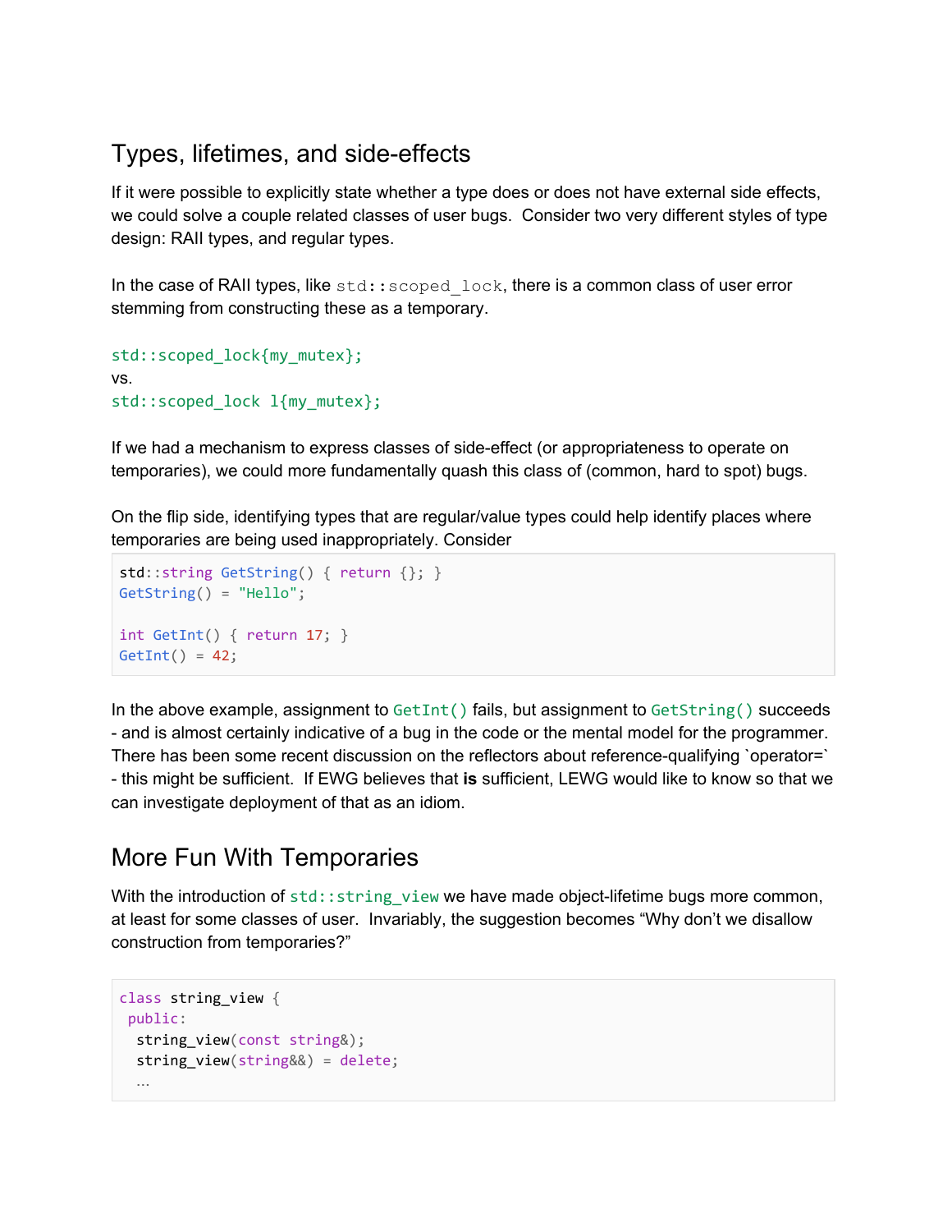## Types, lifetimes, and side-effects

If it were possible to explicitly state whether a type does or does not have external side effects, we could solve a couple related classes of user bugs. Consider two very different styles of type design: RAII types, and regular types.

In the case of RAII types, like `std::scoped_lock`, there is a common class of user error stemming from constructing these as a temporary.

```
std::scoped_lock{my_mutex};
```
vs.
```
std::scoped_lock l{my_mutex};
```

If we had a mechanism to express classes of side-effect (or appropriateness to operate on temporaries), we could more fundamentally quash this class of (common, hard to spot) bugs.

On the flip side, identifying types that are regular/value types could help identify places where temporaries are being used inappropriately. Consider

```
std::string GetString() { return {}; }
GetString() = "Hello";

int GetInt() { return 17; }
GetInt() = 42;
```

In the above example, assignment to `GetInt()` fails, but assignment to `GetString()` succeeds - and is almost certainly indicative of a bug in the code or the mental model for the programmer. There has been some recent discussion on the reflectors about reference-qualifying `operator=` - this might be sufficient. If EWG believes that **is** sufficient, LEWG would like to know so that we can investigate deployment of that as an idiom.

## More Fun With Temporaries

With the introduction of `std::string_view` we have made object-lifetime bugs more common, at least for some classes of user. Invariably, the suggestion becomes "Why don't we disallow construction from temporaries?"

```
class string_view {
 public:
  string_view(const string&);
  string_view(string&&) = delete;
  …
```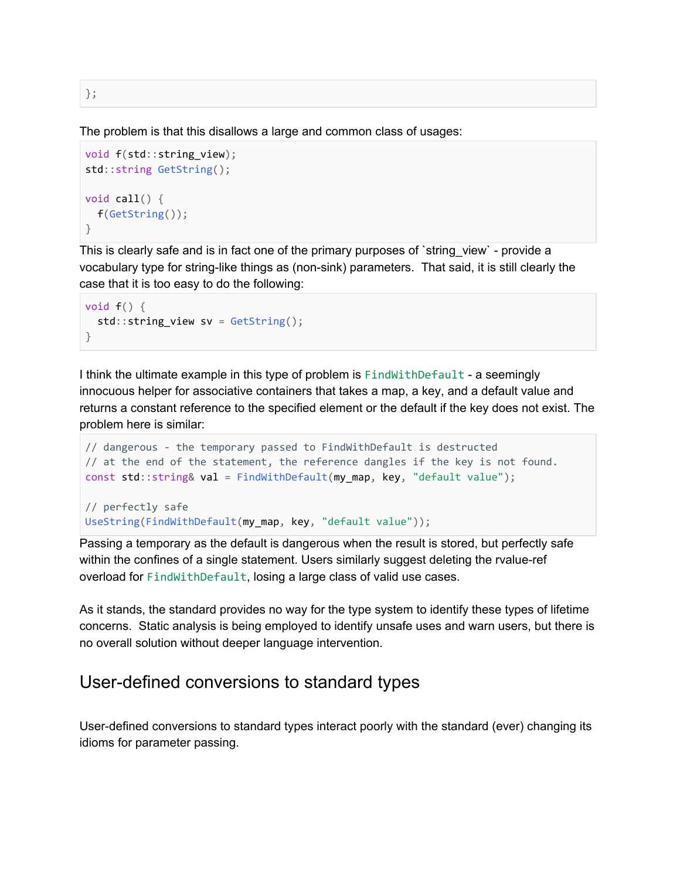```
};
```

The problem is that this disallows a large and common class of usages:

```
void f(std::string_view);
std::string GetString();

void call() {
  f(GetString());
}
```

This is clearly safe and is in fact one of the primary purposes of `string_view` - provide a vocabulary type for string-like things as (non-sink) parameters. That said, it is still clearly the case that it is too easy to do the following:

```
void f() {
  std::string_view sv = GetString();
}
```

I think the ultimate example in this type of problem is `FindWithDefault` - a seemingly innocuous helper for associative containers that takes a map, a key, and a default value and returns a constant reference to the specified element or the default if the key does not exist. The problem here is similar:

```
// dangerous - the temporary passed to FindWithDefault is destructed
// at the end of the statement, the reference dangles if the key is not found.
const std::string& val = FindWithDefault(my_map, key, "default value");

// perfectly safe
UseString(FindWithDefault(my_map, key, "default value"));
```

Passing a temporary as the default is dangerous when the result is stored, but perfectly safe within the confines of a single statement. Users similarly suggest deleting the rvalue-ref overload for `FindWithDefault`, losing a large class of valid use cases.

As it stands, the standard provides no way for the type system to identify these types of lifetime concerns. Static analysis is being employed to identify unsafe uses and warn users, but there is no overall solution without deeper language intervention.

## User-defined conversions to standard types

User-defined conversions to standard types interact poorly with the standard (ever) changing its idioms for parameter passing.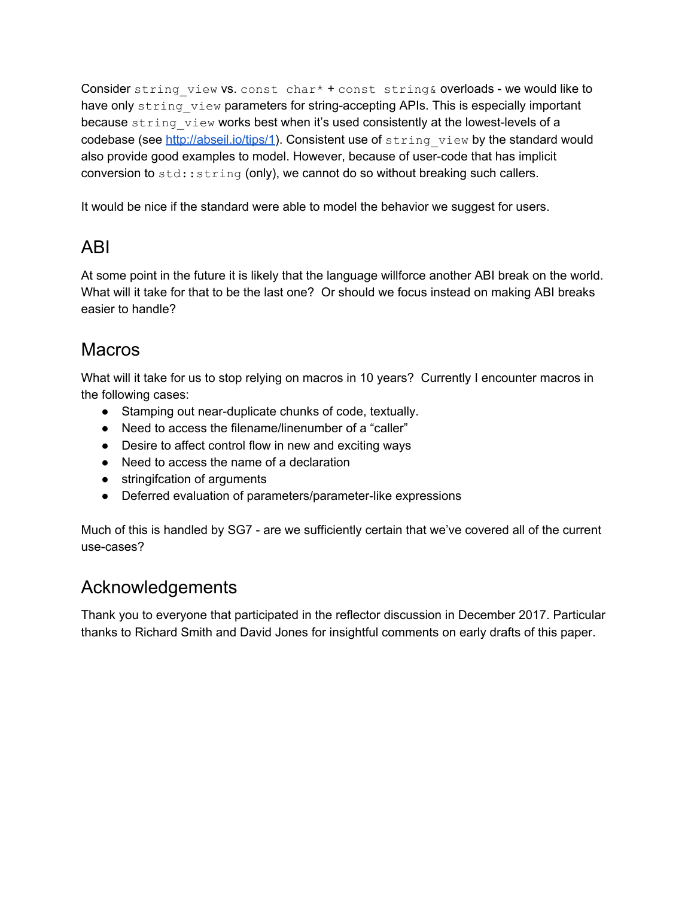Consider `string_view` vs. `const char*` + `const string&` overloads - we would like to have only `string_view` parameters for string-accepting APIs. This is especially important because `string_view` works best when it's used consistently at the lowest-levels of a codebase (see [http://abseil.io/tips/1](http://abseil.io/tips/1)). Consistent use of `string_view` by the standard would also provide good examples to model. However, because of user-code that has implicit conversion to `std::string` (only), we cannot do so without breaking such callers.

It would be nice if the standard were able to model the behavior we suggest for users.

## ABI

At some point in the future it is likely that the language willforce another ABI break on the world. What will it take for that to be the last one? Or should we focus instead on making ABI breaks easier to handle?

## Macros

What will it take for us to stop relying on macros in 10 years? Currently I encounter macros in the following cases:

- Stamping out near-duplicate chunks of code, textually.
- Need to access the filename/linenumber of a "caller"
- Desire to affect control flow in new and exciting ways
- Need to access the name of a declaration
- stringifcation of arguments
- Deferred evaluation of parameters/parameter-like expressions

Much of this is handled by SG7 - are we sufficiently certain that we've covered all of the current use-cases?

## Acknowledgements

Thank you to everyone that participated in the reflector discussion in December 2017. Particular thanks to Richard Smith and David Jones for insightful comments on early drafts of this paper.